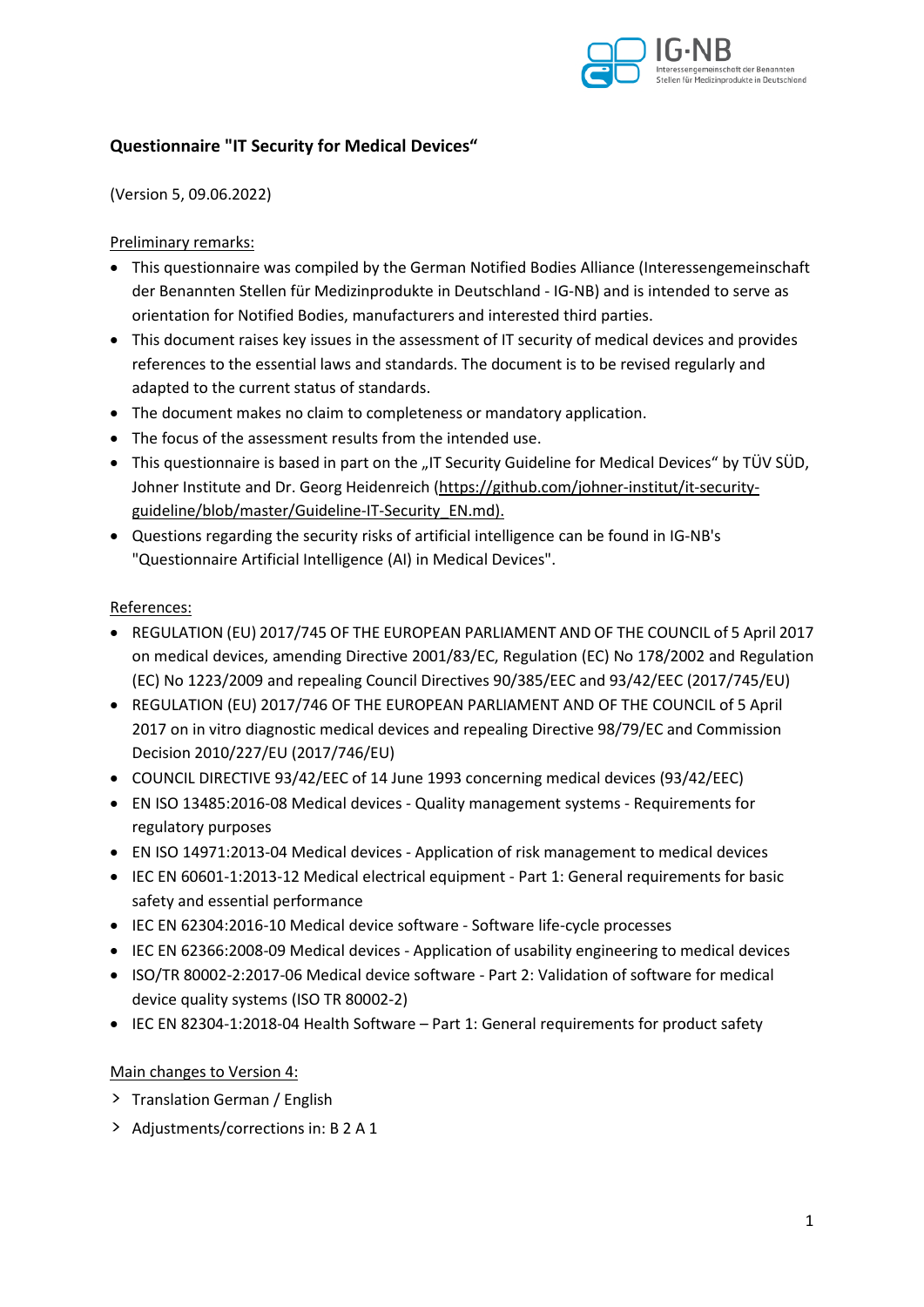**Questionnaire "IT Security for Medical Devices“**

(Version 5, 09.06.2022)

Preliminary remarks:

- This questionnaire was compiled by the German Notified Bodies Alliance (Interessengemeinschaft der Benannten Stellen für Medizinprodukte in Deutschland - IG-NB) and is intended to serve as orientation for Notified Bodies, manufacturers and interested third parties.
- This document raises key issues in the assessment of IT security of medical devices and provides references to the essential laws and standards. The document is to be revised regularly and adapted to the current status of standards.
- The document makes no claim to completeness or mandatory application.
- The focus of the assessment results from the intended use.
- This questionnaire is based in part on the „IT Security Guideline for Medical Devices“ by TÜV SÜD, Johner Institute and Dr. Georg Heidenreich (https://github.com/johner-institut/it-security-guideline/blob/master/Guideline-IT-Security_EN.md).
- Questions regarding the security risks of artificial intelligence can be found in IG-NB's "Questionnaire Artificial Intelligence (AI) in Medical Devices".

References:

- REGULATION (EU) 2017/745 OF THE EUROPEAN PARLIAMENT AND OF THE COUNCIL of 5 April 2017 on medical devices, amending Directive 2001/83/EC, Regulation (EC) No 178/2002 and Regulation (EC) No 1223/2009 and repealing Council Directives 90/385/EEC and 93/42/EEC (2017/745/EU)
- REGULATION (EU) 2017/746 OF THE EUROPEAN PARLIAMENT AND OF THE COUNCIL of 5 April 2017 on in vitro diagnostic medical devices and repealing Directive 98/79/EC and Commission Decision 2010/227/EU (2017/746/EU)
- COUNCIL DIRECTIVE 93/42/EEC of 14 June 1993 concerning medical devices (93/42/EEC)
- EN ISO 13485:2016-08 Medical devices - Quality management systems - Requirements for regulatory purposes
- EN ISO 14971:2013-04 Medical devices - Application of risk management to medical devices
- IEC EN 60601-1:2013-12 Medical electrical equipment - Part 1: General requirements for basic safety and essential performance
- IEC EN 62304:2016-10 Medical device software - Software life-cycle processes
- IEC EN 62366:2008-09 Medical devices - Application of usability engineering to medical devices
- ISO/TR 80002-2:2017-06 Medical device software - Part 2: Validation of software for medical device quality systems (ISO TR 80002-2)
- IEC EN 82304-1:2018-04 Health Software – Part 1: General requirements for product safety

Main changes to Version 4:

- Translation German / English
- Adjustments/corrections in: B 2 A 1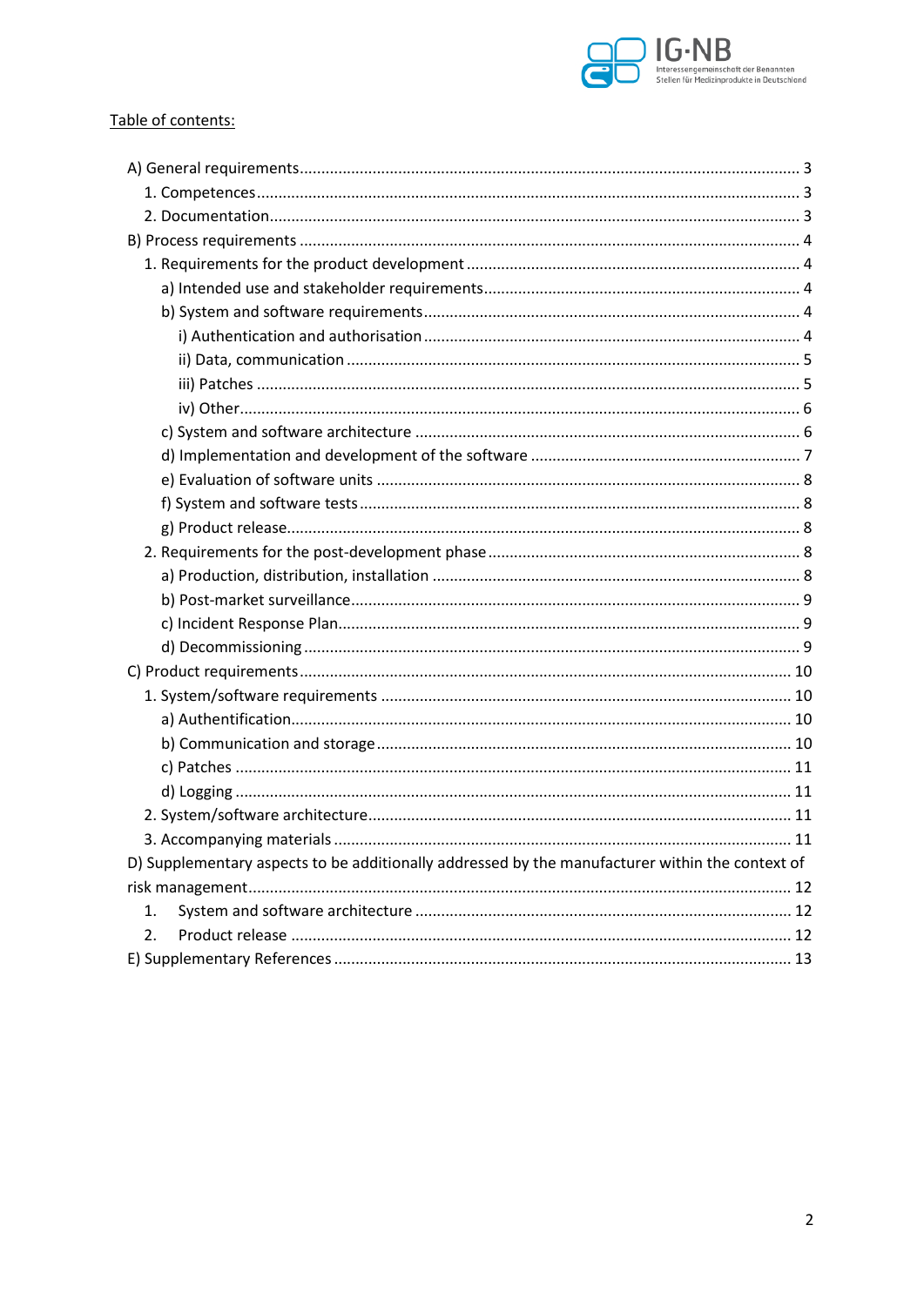Table of contents:

- A) General requirements ... 3
  - 1. Competences ... 3
  - 2. Documentation ... 3
- B) Process requirements ... 4
  - 1. Requirements for the product development ... 4
    - a) Intended use and stakeholder requirements ... 4
    - b) System and software requirements ... 4
      - i) Authentication and authorisation ... 4
      - ii) Data, communication ... 5
      - iii) Patches ... 5
      - iv) Other ... 6
    - c) System and software architecture ... 6
    - d) Implementation and development of the software ... 7
    - e) Evaluation of software units ... 8
    - f) System and software tests ... 8
    - g) Product release ... 8
  - 2. Requirements for the post-development phase ... 8
    - a) Production, distribution, installation ... 8
    - b) Post-market surveillance ... 9
    - c) Incident Response Plan ... 9
    - d) Decommissioning ... 9
- C) Product requirements ... 10
  - 1. System/software requirements ... 10
    - a) Authentification ... 10
    - b) Communication and storage ... 10
    - c) Patches ... 11
    - d) Logging ... 11
  - 2. System/software architecture ... 11
  - 3. Accompanying materials ... 11
- D) Supplementary aspects to be additionally addressed by the manufacturer within the context of risk management ... 12
  - 1. System and software architecture ... 12
  - 2. Product release ... 12
- E) Supplementary References ... 13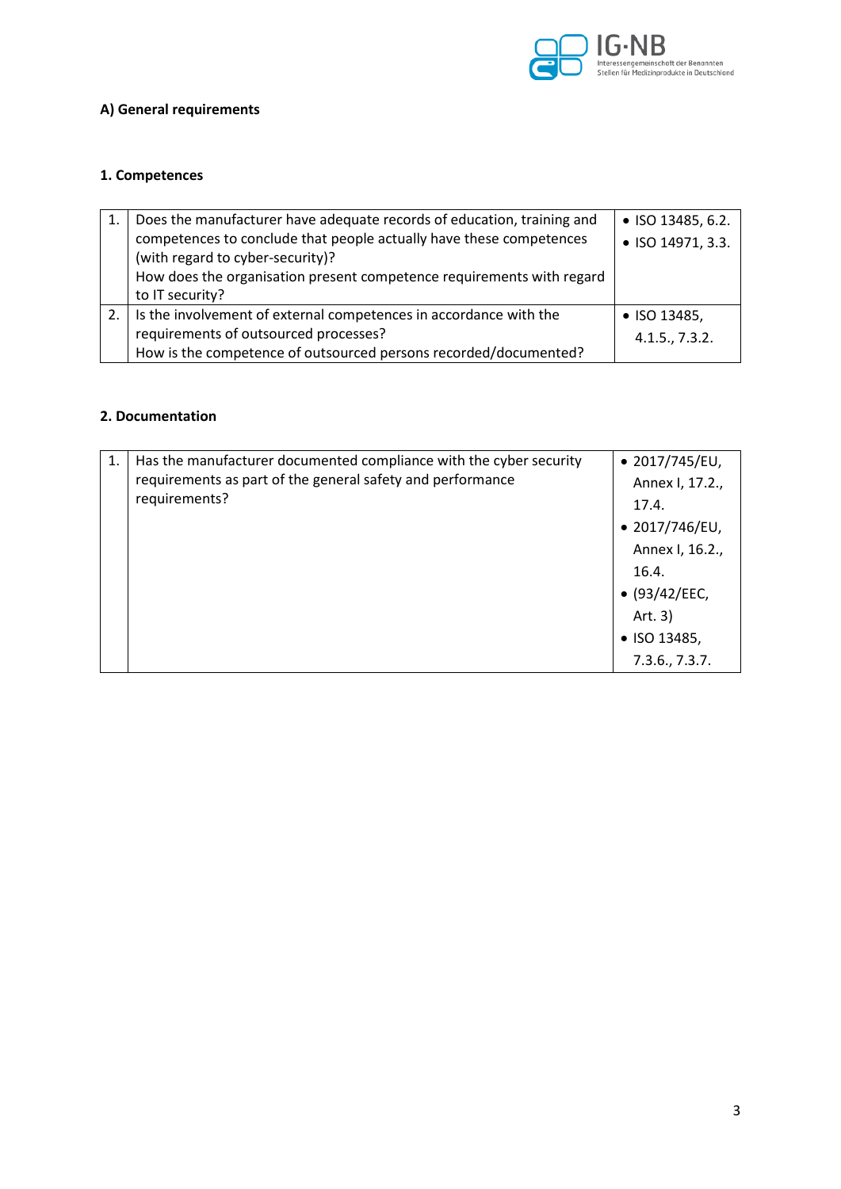### A) General requirements

#### 1. Competences

| | | |
|---|---|---|
| 1. | Does the manufacturer have adequate records of education, training and competences to conclude that people actually have these competences (with regard to cyber-security)?<br>How does the organisation present competence requirements with regard to IT security? | • ISO 13485, 6.2.<br>• ISO 14971, 3.3. |
| 2. | Is the involvement of external competences in accordance with the requirements of outsourced processes?<br>How is the competence of outsourced persons recorded/documented? | • ISO 13485, 4.1.5., 7.3.2. |

#### 2. Documentation

| | | |
|---|---|---|
| 1. | Has the manufacturer documented compliance with the cyber security requirements as part of the general safety and performance requirements? | • 2017/745/EU, Annex I, 17.2., 17.4.<br>• 2017/746/EU, Annex I, 16.2., 16.4.<br>• (93/42/EEC, Art. 3)<br>• ISO 13485, 7.3.6., 7.3.7. |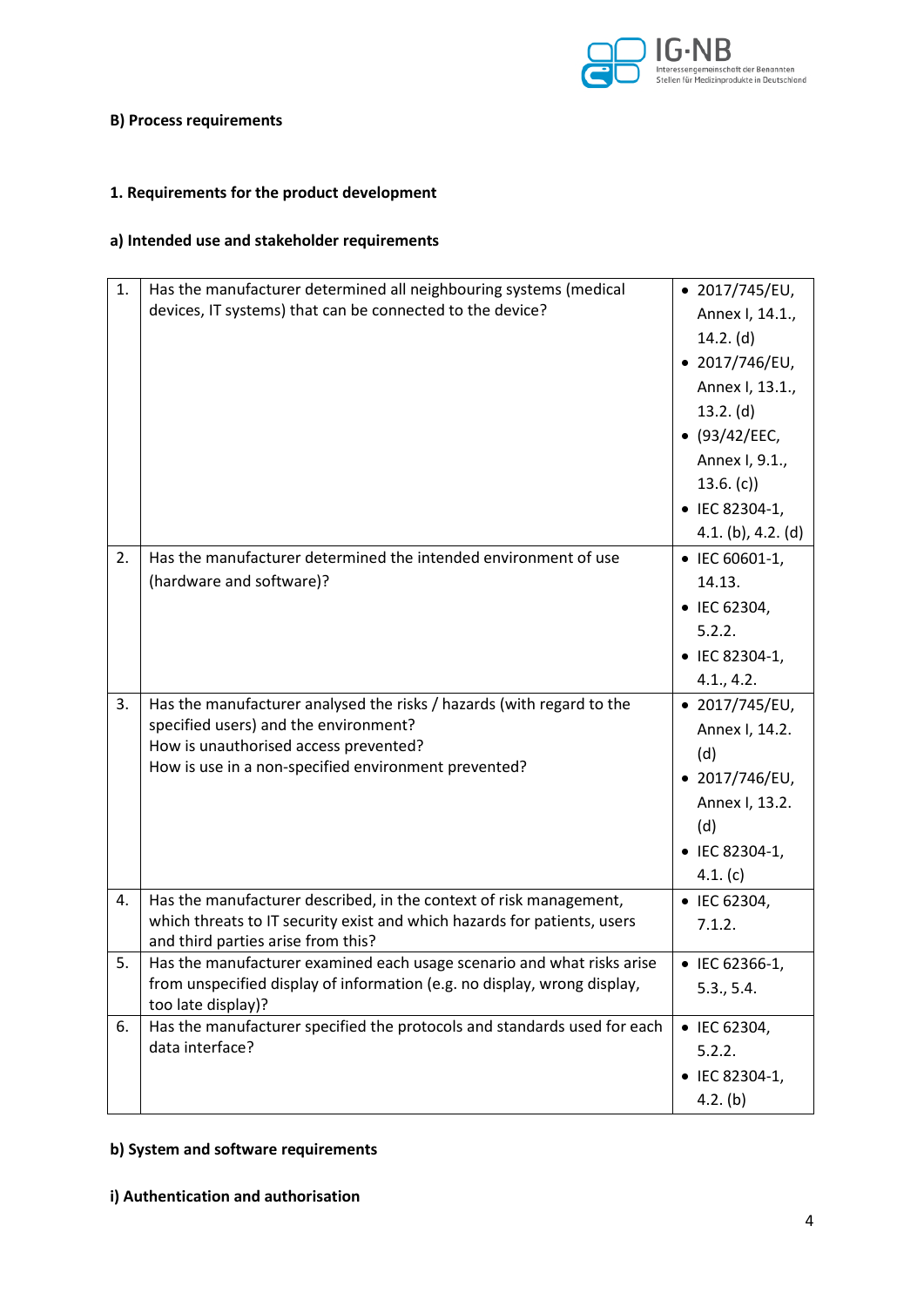## B) Process requirements

### 1. Requirements for the product development

#### a) Intended use and stakeholder requirements

| | | |
|---|---|---|
| 1. | Has the manufacturer determined all neighbouring systems (medical devices, IT systems) that can be connected to the device? | • 2017/745/EU, Annex I, 14.1., 14.2. (d)<br>• 2017/746/EU, Annex I, 13.1., 13.2. (d)<br>• (93/42/EEC, Annex I, 9.1., 13.6. (c))<br>• IEC 82304-1, 4.1. (b), 4.2. (d) |
| 2. | Has the manufacturer determined the intended environment of use (hardware and software)? | • IEC 60601-1, 14.13.<br>• IEC 62304, 5.2.2.<br>• IEC 82304-1, 4.1., 4.2. |
| 3. | Has the manufacturer analysed the risks / hazards (with regard to the specified users) and the environment?<br>How is unauthorised access prevented?<br>How is use in a non-specified environment prevented? | • 2017/745/EU, Annex I, 14.2. (d)<br>• 2017/746/EU, Annex I, 13.2. (d)<br>• IEC 82304-1, 4.1. (c) |
| 4. | Has the manufacturer described, in the context of risk management, which threats to IT security exist and which hazards for patients, users and third parties arise from this? | • IEC 62304, 7.1.2. |
| 5. | Has the manufacturer examined each usage scenario and what risks arise from unspecified display of information (e.g. no display, wrong display, too late display)? | • IEC 62366-1, 5.3., 5.4. |
| 6. | Has the manufacturer specified the protocols and standards used for each data interface? | • IEC 62304, 5.2.2.<br>• IEC 82304-1, 4.2. (b) |

#### b) System and software requirements

##### i) Authentication and authorisation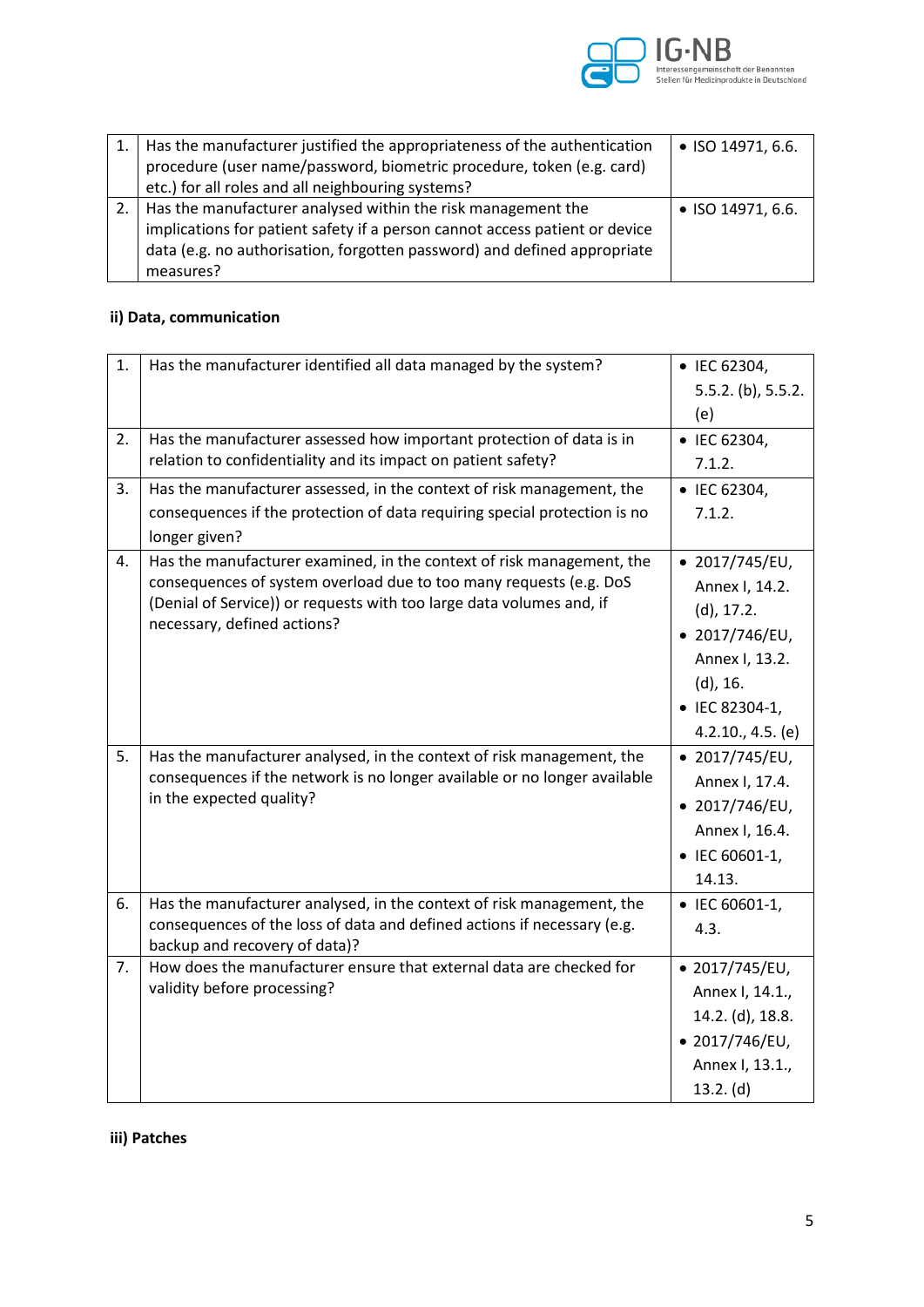| 1. | Has the manufacturer justified the appropriateness of the authentication procedure (user name/password, biometric procedure, token (e.g. card) etc.) for all roles and all neighbouring systems? | • ISO 14971, 6.6. |
|---|---|---|
| 2. | Has the manufacturer analysed within the risk management the implications for patient safety if a person cannot access patient or device data (e.g. no authorisation, forgotten password) and defined appropriate measures? | • ISO 14971, 6.6. |

**ii) Data, communication**

| 1. | Has the manufacturer identified all data managed by the system? | • IEC 62304, 5.5.2. (b), 5.5.2. (e) |
|---|---|---|
| 2. | Has the manufacturer assessed how important protection of data is in relation to confidentiality and its impact on patient safety? | • IEC 62304, 7.1.2. |
| 3. | Has the manufacturer assessed, in the context of risk management, the consequences if the protection of data requiring special protection is no longer given? | • IEC 62304, 7.1.2. |
| 4. | Has the manufacturer examined, in the context of risk management, the consequences of system overload due to too many requests (e.g. DoS (Denial of Service)) or requests with too large data volumes and, if necessary, defined actions? | • 2017/745/EU, Annex I, 14.2. (d), 17.2. • 2017/746/EU, Annex I, 13.2. (d), 16. • IEC 82304-1, 4.2.10., 4.5. (e) |
| 5. | Has the manufacturer analysed, in the context of risk management, the consequences if the network is no longer available or no longer available in the expected quality? | • 2017/745/EU, Annex I, 17.4. • 2017/746/EU, Annex I, 16.4. • IEC 60601-1, 14.13. |
| 6. | Has the manufacturer analysed, in the context of risk management, the consequences of the loss of data and defined actions if necessary (e.g. backup and recovery of data)? | • IEC 60601-1, 4.3. |
| 7. | How does the manufacturer ensure that external data are checked for validity before processing? | • 2017/745/EU, Annex I, 14.1., 14.2. (d), 18.8. • 2017/746/EU, Annex I, 13.1., 13.2. (d) |

**iii) Patches**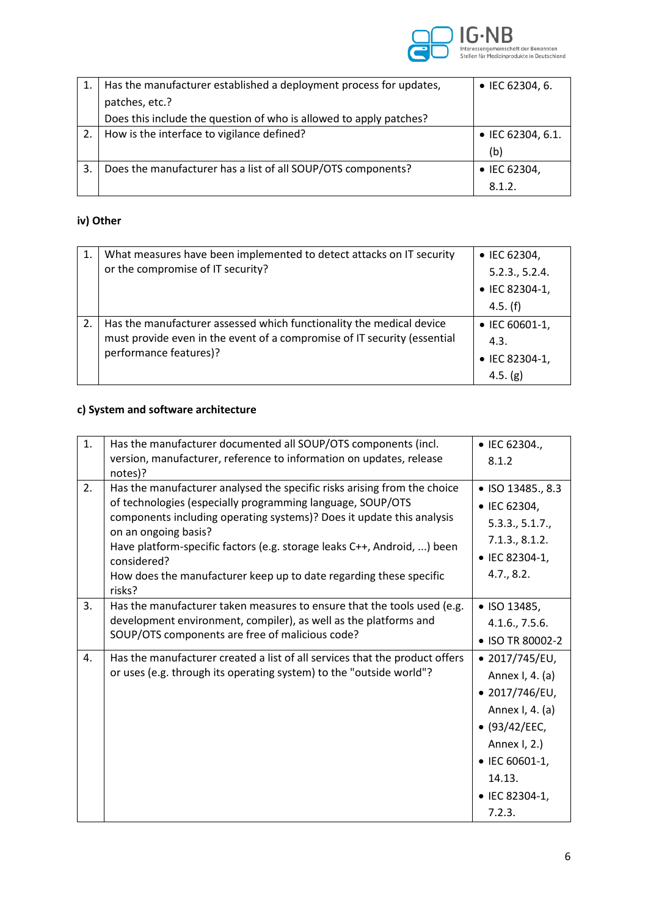| | | |
|---|---|---|
| 1. | Has the manufacturer established a deployment process for updates, patches, etc.?<br>Does this include the question of who is allowed to apply patches? | • IEC 62304, 6. |
| 2. | How is the interface to vigilance defined? | • IEC 62304, 6.1. (b) |
| 3. | Does the manufacturer has a list of all SOUP/OTS components? | • IEC 62304, 8.1.2. |

**iv) Other**

| | | |
|---|---|---|
| 1. | What measures have been implemented to detect attacks on IT security or the compromise of IT security? | • IEC 62304, 5.2.3., 5.2.4.<br>• IEC 82304-1, 4.5. (f) |
| 2. | Has the manufacturer assessed which functionality the medical device must provide even in the event of a compromise of IT security (essential performance features)? | • IEC 60601-1, 4.3.<br>• IEC 82304-1, 4.5. (g) |

**c) System and software architecture**

| | | |
|---|---|---|
| 1. | Has the manufacturer documented all SOUP/OTS components (incl. version, manufacturer, reference to information on updates, release notes)? | • IEC 62304., 8.1.2 |
| 2. | Has the manufacturer analysed the specific risks arising from the choice of technologies (especially programming language, SOUP/OTS components including operating systems)? Does it update this analysis on an ongoing basis?<br>Have platform-specific factors (e.g. storage leaks C++, Android, ...) been considered?<br>How does the manufacturer keep up to date regarding these specific risks? | • ISO 13485., 8.3<br>• IEC 62304, 5.3.3., 5.1.7., 7.1.3., 8.1.2.<br>• IEC 82304-1, 4.7., 8.2. |
| 3. | Has the manufacturer taken measures to ensure that the tools used (e.g. development environment, compiler), as well as the platforms and SOUP/OTS components are free of malicious code? | • ISO 13485, 4.1.6., 7.5.6.<br>• ISO TR 80002-2 |
| 4. | Has the manufacturer created a list of all services that the product offers or uses (e.g. through its operating system) to the "outside world"? | • 2017/745/EU, Annex I, 4. (a)<br>• 2017/746/EU, Annex I, 4. (a)<br>• (93/42/EEC, Annex I, 2.)<br>• IEC 60601-1, 14.13.<br>• IEC 82304-1, 7.2.3. |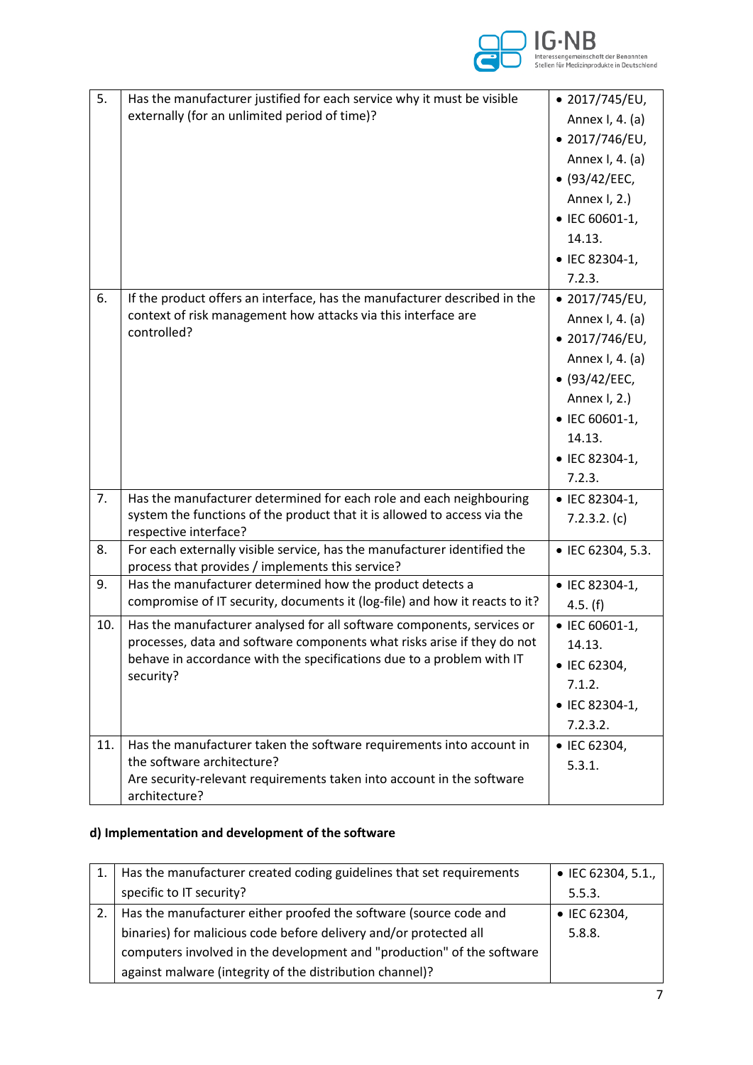| | | |
|---|---|---|
| 5. | Has the manufacturer justified for each service why it must be visible externally (for an unlimited period of time)? | • 2017/745/EU, Annex I, 4. (a)<br>• 2017/746/EU, Annex I, 4. (a)<br>• (93/42/EEC, Annex I, 2.)<br>• IEC 60601-1, 14.13.<br>• IEC 82304-1, 7.2.3. |
| 6. | If the product offers an interface, has the manufacturer described in the context of risk management how attacks via this interface are controlled? | • 2017/745/EU, Annex I, 4. (a)<br>• 2017/746/EU, Annex I, 4. (a)<br>• (93/42/EEC, Annex I, 2.)<br>• IEC 60601-1, 14.13.<br>• IEC 82304-1, 7.2.3. |
| 7. | Has the manufacturer determined for each role and each neighbouring system the functions of the product that it is allowed to access via the respective interface? | • IEC 82304-1, 7.2.3.2. (c) |
| 8. | For each externally visible service, has the manufacturer identified the process that provides / implements this service? | • IEC 62304, 5.3. |
| 9. | Has the manufacturer determined how the product detects a compromise of IT security, documents it (log-file) and how it reacts to it? | • IEC 82304-1, 4.5. (f) |
| 10. | Has the manufacturer analysed for all software components, services or processes, data and software components what risks arise if they do not behave in accordance with the specifications due to a problem with IT security? | • IEC 60601-1, 14.13.<br>• IEC 62304, 7.1.2.<br>• IEC 82304-1, 7.2.3.2. |
| 11. | Has the manufacturer taken the software requirements into account in the software architecture?<br>Are security-relevant requirements taken into account in the software architecture? | • IEC 62304, 5.3.1. |

**d) Implementation and development of the software**

| | | |
|---|---|---|
| 1. | Has the manufacturer created coding guidelines that set requirements specific to IT security? | • IEC 62304, 5.1., 5.5.3. |
| 2. | Has the manufacturer either proofed the software (source code and binaries) for malicious code before delivery and/or protected all computers involved in the development and "production" of the software against malware (integrity of the distribution channel)? | • IEC 62304, 5.8.8. |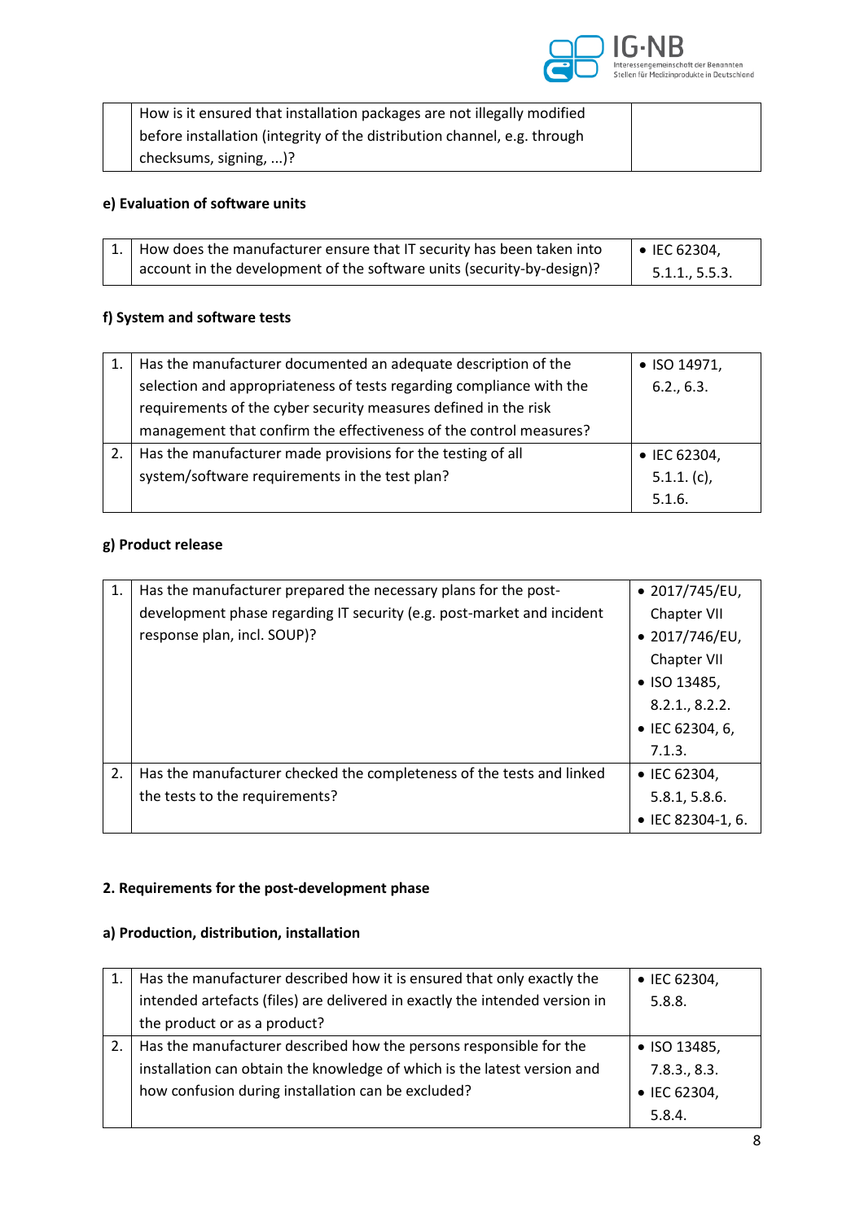| | | |
|---|---|---|
| | How is it ensured that installation packages are not illegally modified before installation (integrity of the distribution channel, e.g. through checksums, signing, ...)? | |

**e) Evaluation of software units**

| | | |
|---|---|---|
| 1. | How does the manufacturer ensure that IT security has been taken into account in the development of the software units (security-by-design)? | • IEC 62304, 5.1.1., 5.5.3. |

**f) System and software tests**

| | | |
|---|---|---|
| 1. | Has the manufacturer documented an adequate description of the selection and appropriateness of tests regarding compliance with the requirements of the cyber security measures defined in the risk management that confirm the effectiveness of the control measures? | • ISO 14971, 6.2., 6.3. |
| 2. | Has the manufacturer made provisions for the testing of all system/software requirements in the test plan? | • IEC 62304, 5.1.1. (c), 5.1.6. |

**g) Product release**

| | | |
|---|---|---|
| 1. | Has the manufacturer prepared the necessary plans for the post-development phase regarding IT security (e.g. post-market and incident response plan, incl. SOUP)? | • 2017/745/EU, Chapter VII<br>• 2017/746/EU, Chapter VII<br>• ISO 13485, 8.2.1., 8.2.2.<br>• IEC 62304, 6, 7.1.3. |
| 2. | Has the manufacturer checked the completeness of the tests and linked the tests to the requirements? | • IEC 62304, 5.8.1, 5.8.6.<br>• IEC 82304-1, 6. |

**2. Requirements for the post-development phase**

**a) Production, distribution, installation**

| | | |
|---|---|---|
| 1. | Has the manufacturer described how it is ensured that only exactly the intended artefacts (files) are delivered in exactly the intended version in the product or as a product? | • IEC 62304, 5.8.8. |
| 2. | Has the manufacturer described how the persons responsible for the installation can obtain the knowledge of which is the latest version and how confusion during installation can be excluded? | • ISO 13485, 7.8.3., 8.3.<br>• IEC 62304, 5.8.4. |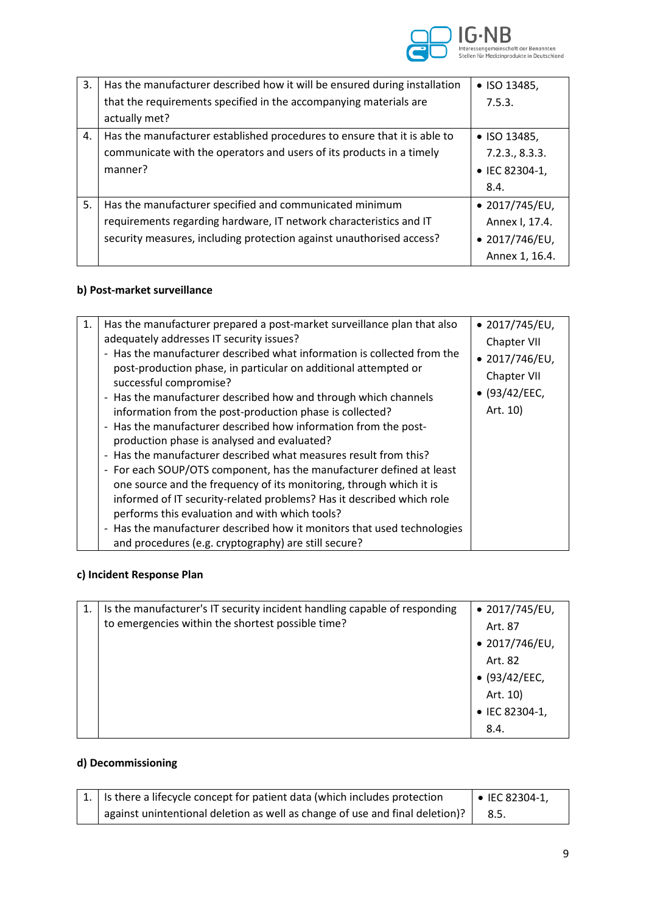| | | |
|---|---|---|
| 3. | Has the manufacturer described how it will be ensured during installation that the requirements specified in the accompanying materials are actually met? | • ISO 13485, 7.5.3. |
| 4. | Has the manufacturer established procedures to ensure that it is able to communicate with the operators and users of its products in a timely manner? | • ISO 13485, 7.2.3., 8.3.3.<br>• IEC 82304-1, 8.4. |
| 5. | Has the manufacturer specified and communicated minimum requirements regarding hardware, IT network characteristics and IT security measures, including protection against unauthorised access? | • 2017/745/EU, Annex I, 17.4.<br>• 2017/746/EU, Annex 1, 16.4. |

**b) Post-market surveillance**

| | | |
|---|---|---|
| 1. | Has the manufacturer prepared a post-market surveillance plan that also adequately addresses IT security issues?<br>- Has the manufacturer described what information is collected from the post-production phase, in particular on additional attempted or successful compromise?<br>- Has the manufacturer described how and through which channels information from the post-production phase is collected?<br>- Has the manufacturer described how information from the post-production phase is analysed and evaluated?<br>- Has the manufacturer described what measures result from this?<br>- For each SOUP/OTS component, has the manufacturer defined at least one source and the frequency of its monitoring, through which it is informed of IT security-related problems? Has it described which role performs this evaluation and with which tools?<br>- Has the manufacturer described how it monitors that used technologies and procedures (e.g. cryptography) are still secure? | • 2017/745/EU, Chapter VII<br>• 2017/746/EU, Chapter VII<br>• (93/42/EEC, Art. 10) |

**c) Incident Response Plan**

| | | |
|---|---|---|
| 1. | Is the manufacturer's IT security incident handling capable of responding to emergencies within the shortest possible time? | • 2017/745/EU, Art. 87<br>• 2017/746/EU, Art. 82<br>• (93/42/EEC, Art. 10)<br>• IEC 82304-1, 8.4. |

**d) Decommissioning**

| | | |
|---|---|---|
| 1. | Is there a lifecycle concept for patient data (which includes protection against unintentional deletion as well as change of use and final deletion)? | • IEC 82304-1, 8.5. |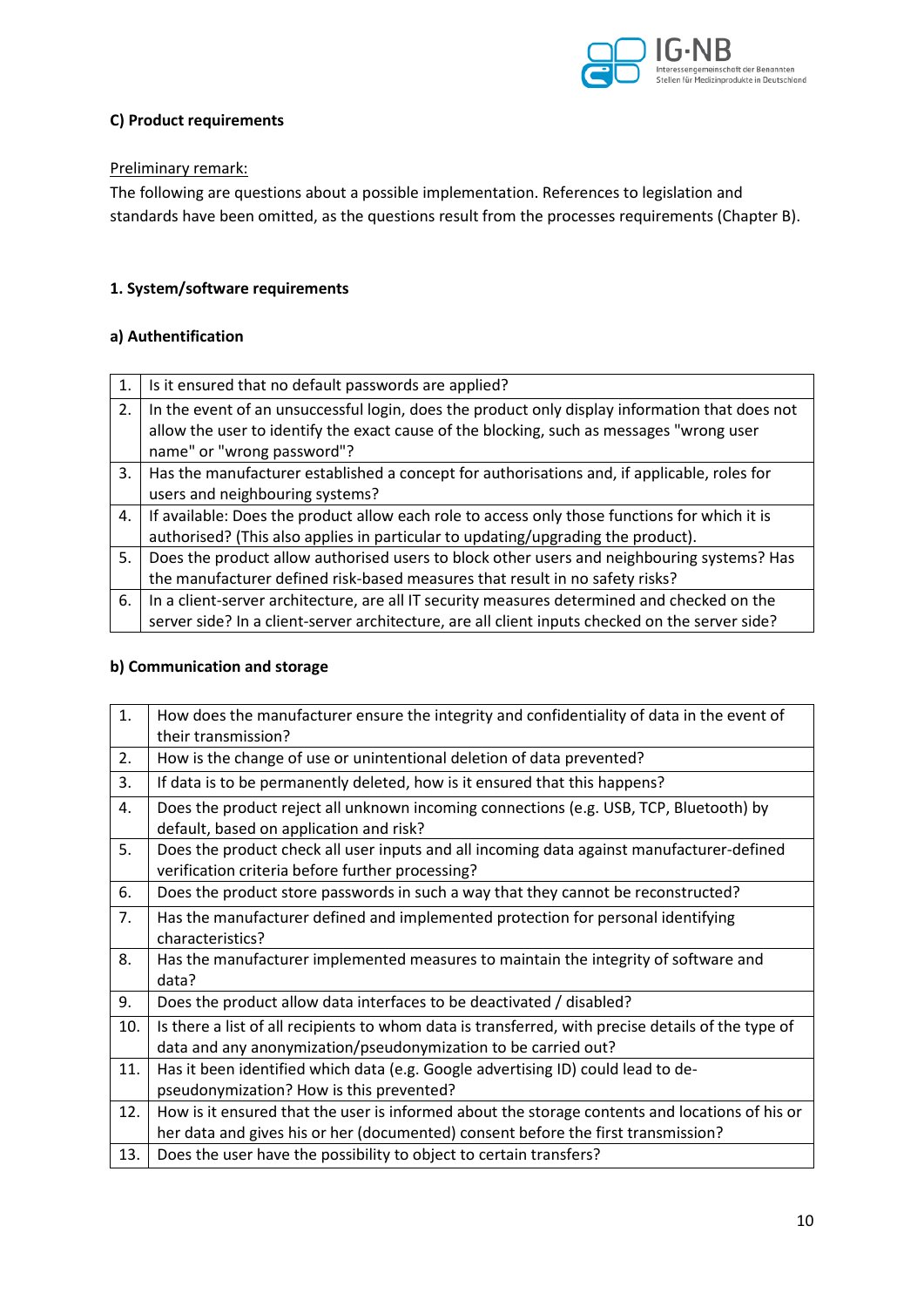**C) Product requirements**

Preliminary remark:

The following are questions about a possible implementation. References to legislation and standards have been omitted, as the questions result from the processes requirements (Chapter B).

**1. System/software requirements**

**a) Authentification**

| | |
|---|---|
| 1. | Is it ensured that no default passwords are applied? |
| 2. | In the event of an unsuccessful login, does the product only display information that does not allow the user to identify the exact cause of the blocking, such as messages "wrong user name" or "wrong password"? |
| 3. | Has the manufacturer established a concept for authorisations and, if applicable, roles for users and neighbouring systems? |
| 4. | If available: Does the product allow each role to access only those functions for which it is authorised? (This also applies in particular to updating/upgrading the product). |
| 5. | Does the product allow authorised users to block other users and neighbouring systems? Has the manufacturer defined risk-based measures that result in no safety risks? |
| 6. | In a client-server architecture, are all IT security measures determined and checked on the server side? In a client-server architecture, are all client inputs checked on the server side? |

**b) Communication and storage**

| | |
|---|---|
| 1. | How does the manufacturer ensure the integrity and confidentiality of data in the event of their transmission? |
| 2. | How is the change of use or unintentional deletion of data prevented? |
| 3. | If data is to be permanently deleted, how is it ensured that this happens? |
| 4. | Does the product reject all unknown incoming connections (e.g. USB, TCP, Bluetooth) by default, based on application and risk? |
| 5. | Does the product check all user inputs and all incoming data against manufacturer-defined verification criteria before further processing? |
| 6. | Does the product store passwords in such a way that they cannot be reconstructed? |
| 7. | Has the manufacturer defined and implemented protection for personal identifying characteristics? |
| 8. | Has the manufacturer implemented measures to maintain the integrity of software and data? |
| 9. | Does the product allow data interfaces to be deactivated / disabled? |
| 10. | Is there a list of all recipients to whom data is transferred, with precise details of the type of data and any anonymization/pseudonymization to be carried out? |
| 11. | Has it been identified which data (e.g. Google advertising ID) could lead to de-pseudonymization? How is this prevented? |
| 12. | How is it ensured that the user is informed about the storage contents and locations of his or her data and gives his or her (documented) consent before the first transmission? |
| 13. | Does the user have the possibility to object to certain transfers? |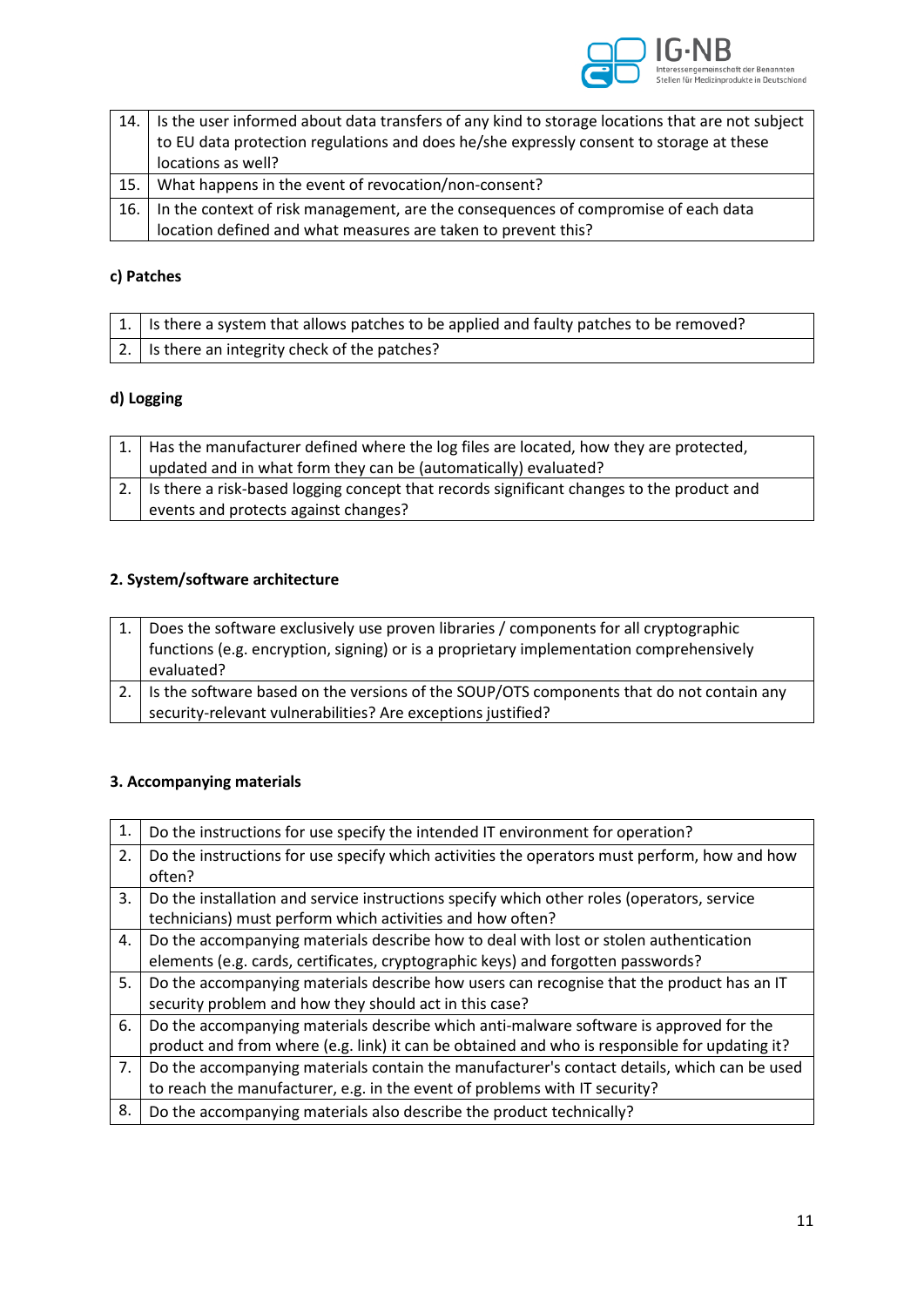| | |
|---|---|
| 14. | Is the user informed about data transfers of any kind to storage locations that are not subject to EU data protection regulations and does he/she expressly consent to storage at these locations as well? |
| 15. | What happens in the event of revocation/non-consent? |
| 16. | In the context of risk management, are the consequences of compromise of each data location defined and what measures are taken to prevent this? |

#### c) Patches

| | |
|---|---|
| 1. | Is there a system that allows patches to be applied and faulty patches to be removed? |
| 2. | Is there an integrity check of the patches? |

#### d) Logging

| | |
|---|---|
| 1. | Has the manufacturer defined where the log files are located, how they are protected, updated and in what form they can be (automatically) evaluated? |
| 2. | Is there a risk-based logging concept that records significant changes to the product and events and protects against changes? |

### 2. System/software architecture

| | |
|---|---|
| 1. | Does the software exclusively use proven libraries / components for all cryptographic functions (e.g. encryption, signing) or is a proprietary implementation comprehensively evaluated? |
| 2. | Is the software based on the versions of the SOUP/OTS components that do not contain any security-relevant vulnerabilities? Are exceptions justified? |

### 3. Accompanying materials

| | |
|---|---|
| 1. | Do the instructions for use specify the intended IT environment for operation? |
| 2. | Do the instructions for use specify which activities the operators must perform, how and how often? |
| 3. | Do the installation and service instructions specify which other roles (operators, service technicians) must perform which activities and how often? |
| 4. | Do the accompanying materials describe how to deal with lost or stolen authentication elements (e.g. cards, certificates, cryptographic keys) and forgotten passwords? |
| 5. | Do the accompanying materials describe how users can recognise that the product has an IT security problem and how they should act in this case? |
| 6. | Do the accompanying materials describe which anti-malware software is approved for the product and from where (e.g. link) it can be obtained and who is responsible for updating it? |
| 7. | Do the accompanying materials contain the manufacturer's contact details, which can be used to reach the manufacturer, e.g. in the event of problems with IT security? |
| 8. | Do the accompanying materials also describe the product technically? |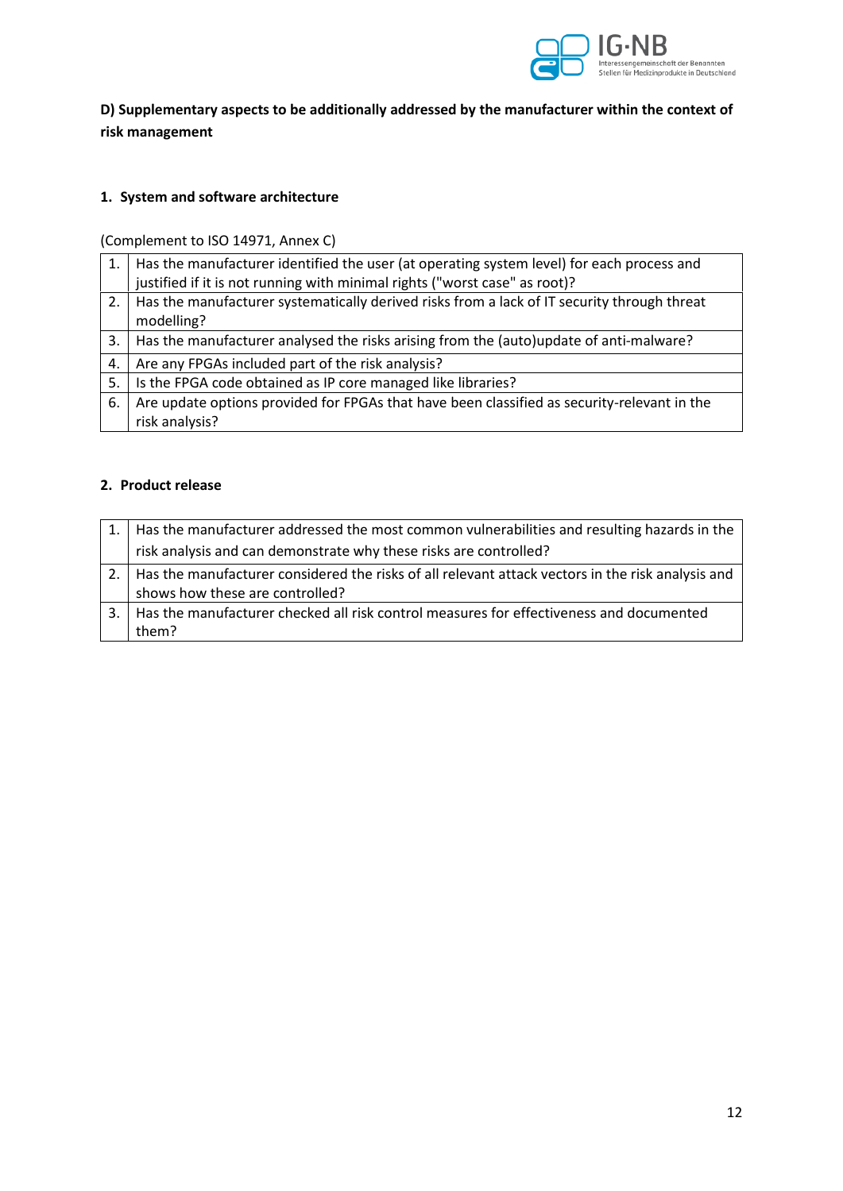**D) Supplementary aspects to be additionally addressed by the manufacturer within the context of risk management**

### 1. System and software architecture

(Complement to ISO 14971, Annex C)

| | |
|---|---|
| 1. | Has the manufacturer identified the user (at operating system level) for each process and justified if it is not running with minimal rights ("worst case" as root)? |
| 2. | Has the manufacturer systematically derived risks from a lack of IT security through threat modelling? |
| 3. | Has the manufacturer analysed the risks arising from the (auto)update of anti-malware? |
| 4. | Are any FPGAs included part of the risk analysis? |
| 5. | Is the FPGA code obtained as IP core managed like libraries? |
| 6. | Are update options provided for FPGAs that have been classified as security-relevant in the risk analysis? |

### 2. Product release

| | |
|---|---|
| 1. | Has the manufacturer addressed the most common vulnerabilities and resulting hazards in the risk analysis and can demonstrate why these risks are controlled? |
| 2. | Has the manufacturer considered the risks of all relevant attack vectors in the risk analysis and shows how these are controlled? |
| 3. | Has the manufacturer checked all risk control measures for effectiveness and documented them? |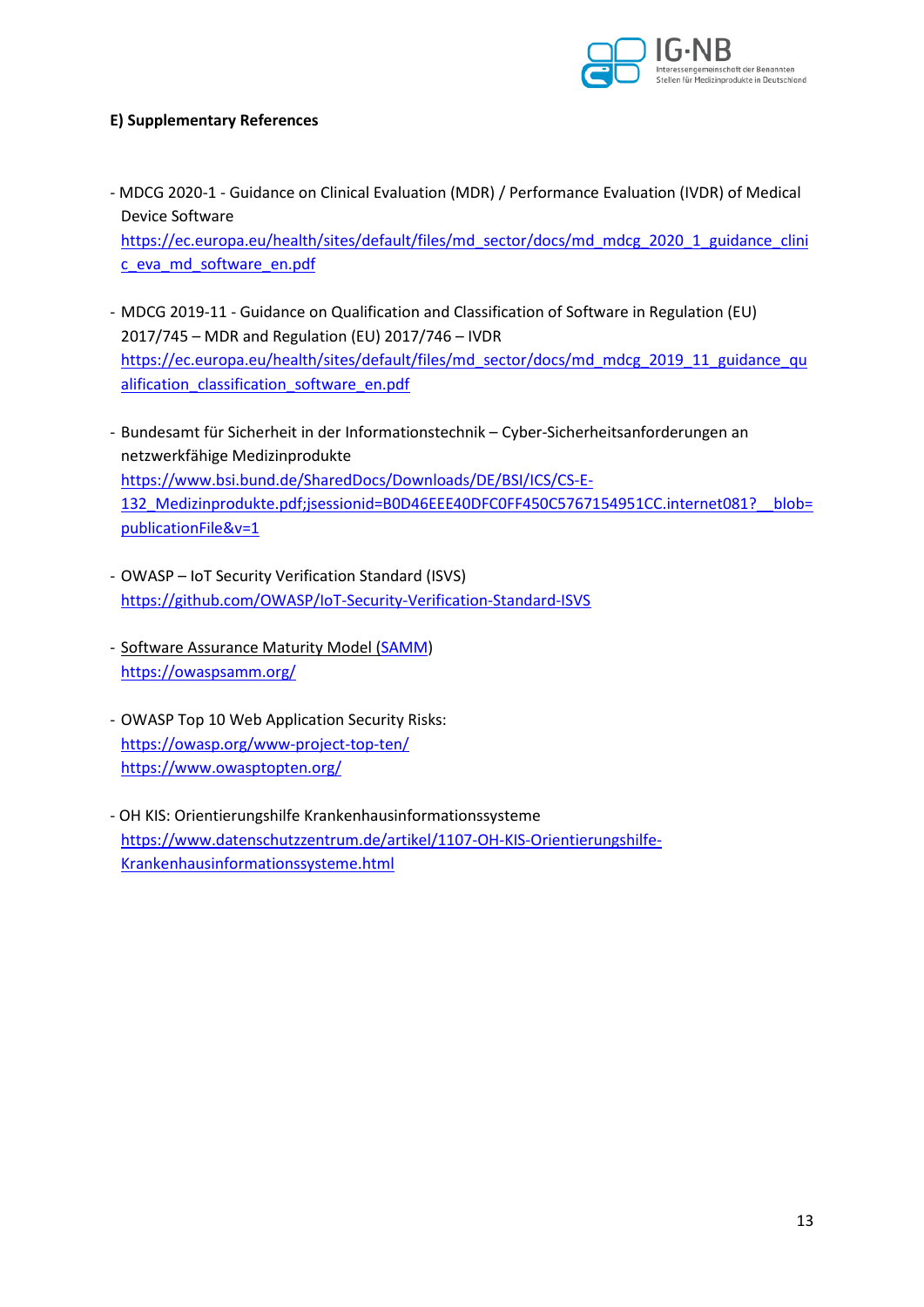**E) Supplementary References**

- MDCG 2020-1 - Guidance on Clinical Evaluation (MDR) / Performance Evaluation (IVDR) of Medical Device Software
  https://ec.europa.eu/health/sites/default/files/md_sector/docs/md_mdcg_2020_1_guidance_clinic_eva_md_software_en.pdf

- MDCG 2019-11 - Guidance on Qualification and Classification of Software in Regulation (EU) 2017/745 – MDR and Regulation (EU) 2017/746 – IVDR
  https://ec.europa.eu/health/sites/default/files/md_sector/docs/md_mdcg_2019_11_guidance_qualification_classification_software_en.pdf

- Bundesamt für Sicherheit in der Informationstechnik – Cyber-Sicherheitsanforderungen an netzwerkfähige Medizinprodukte
  https://www.bsi.bund.de/SharedDocs/Downloads/DE/BSI/ICS/CS-E-132_Medizinprodukte.pdf;jsessionid=B0D46EEE40DFC0FF450C5767154951CC.internet081?__blob=publicationFile&v=1

- OWASP – IoT Security Verification Standard (ISVS)
  https://github.com/OWASP/IoT-Security-Verification-Standard-ISVS

- Software Assurance Maturity Model (SAMM)
  https://owaspsamm.org/

- OWASP Top 10 Web Application Security Risks:
  https://owasp.org/www-project-top-ten/
  https://www.owasptopten.org/

- OH KIS: Orientierungshilfe Krankenhausinformationssysteme
  https://www.datenschutzzentrum.de/artikel/1107-OH-KIS-Orientierungshilfe-Krankenhausinformationssysteme.html